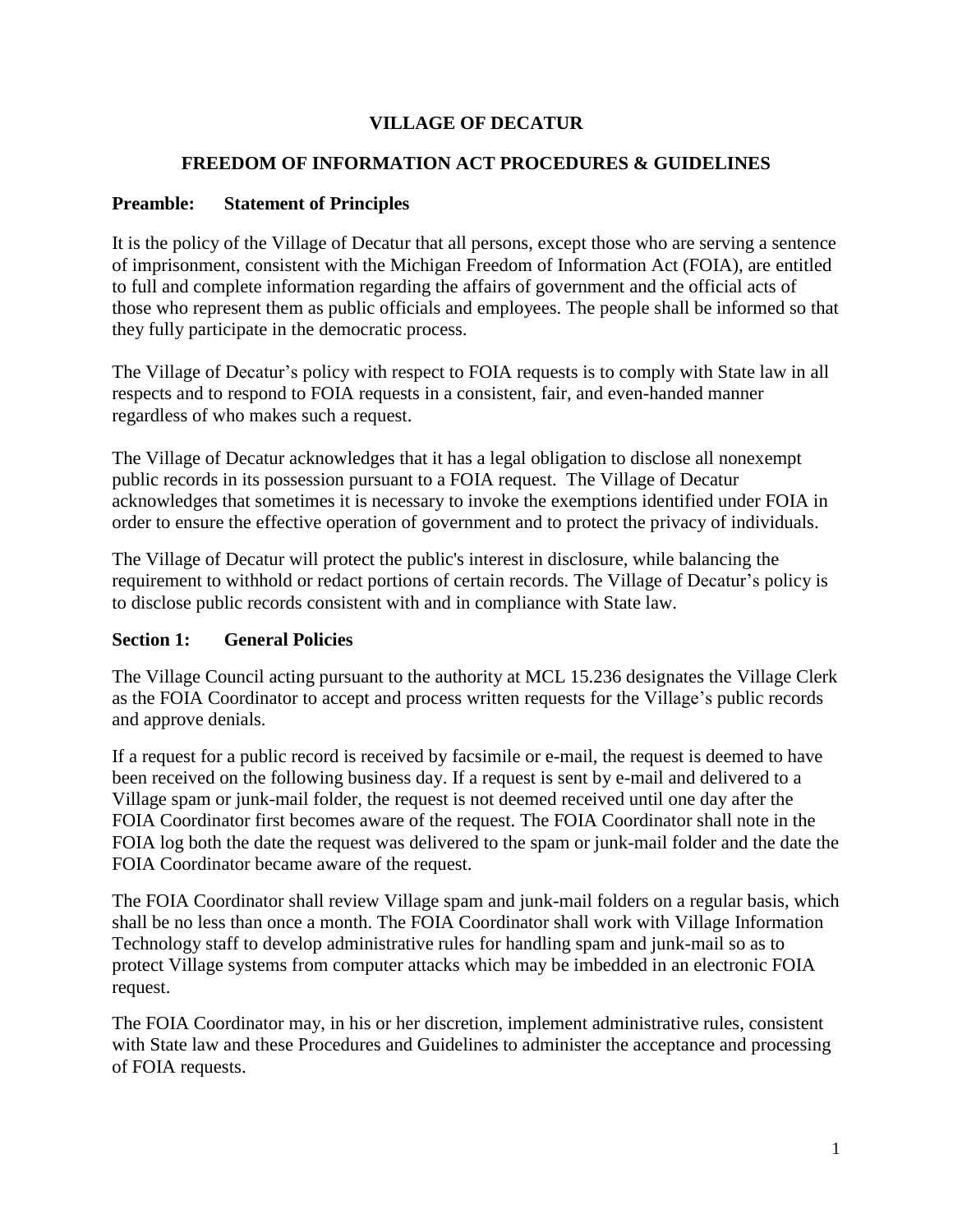# VILLAGE OF DECATUR

## FREEDOM OF INFORMATION ACT PROCEDURES & GUIDELINES

### Preamble: Statement of Principles

It is the policy of the Village of Decatur that all persons, except those who are serving a sentence of imprisonment, consistent with the Michigan Freedom of Information Act (FOIA), are entitled to full and complete information regarding the affairs of government and the official acts of those who represent them as public officials and employees. The people shall be informed so that they fully participate in the democratic process.

The Village of Decatur's policy with respect to FOIA requests is to comply with State law in all respects and to respond to FOIA requests in a consistent, fair, and even-handed manner regardless of who makes such a request.

The Village of Decatur acknowledges that it has a legal obligation to disclose all nonexempt public records in its possession pursuant to a FOIA request. The Village of Decatur acknowledges that sometimes it is necessary to invoke the exemptions identified under FOIA in order to ensure the effective operation of government and to protect the privacy of individuals.

The Village of Decatur will protect the public's interest in disclosure, while balancing the requirement to withhold or redact portions of certain records. The Village of Decatur's policy is to disclose public records consistent with and in compliance with State law.

### Section 1: General Policies

The Village Council acting pursuant to the authority at MCL 15.236 designates the Village Clerk as the FOIA Coordinator to accept and process written requests for the Village's public records and approve denials.

If a request for a public record is received by facsimile or e-mail, the request is deemed to have been received on the following business day. If a request is sent by e-mail and delivered to a Village spam or junk-mail folder, the request is not deemed received until one day after the FOIA Coordinator first becomes aware of the request. The FOIA Coordinator shall note in the FOIA log both the date the request was delivered to the spam or junk-mail folder and the date the FOIA Coordinator became aware of the request.

The FOIA Coordinator shall review Village spam and junk-mail folders on a regular basis, which shall be no less than once a month. The FOIA Coordinator shall work with Village Information Technology staff to develop administrative rules for handling spam and junk-mail so as to protect Village systems from computer attacks which may be imbedded in an electronic FOIA request.

The FOIA Coordinator may, in his or her discretion, implement administrative rules, consistent with State law and these Procedures and Guidelines to administer the acceptance and processing of FOIA requests.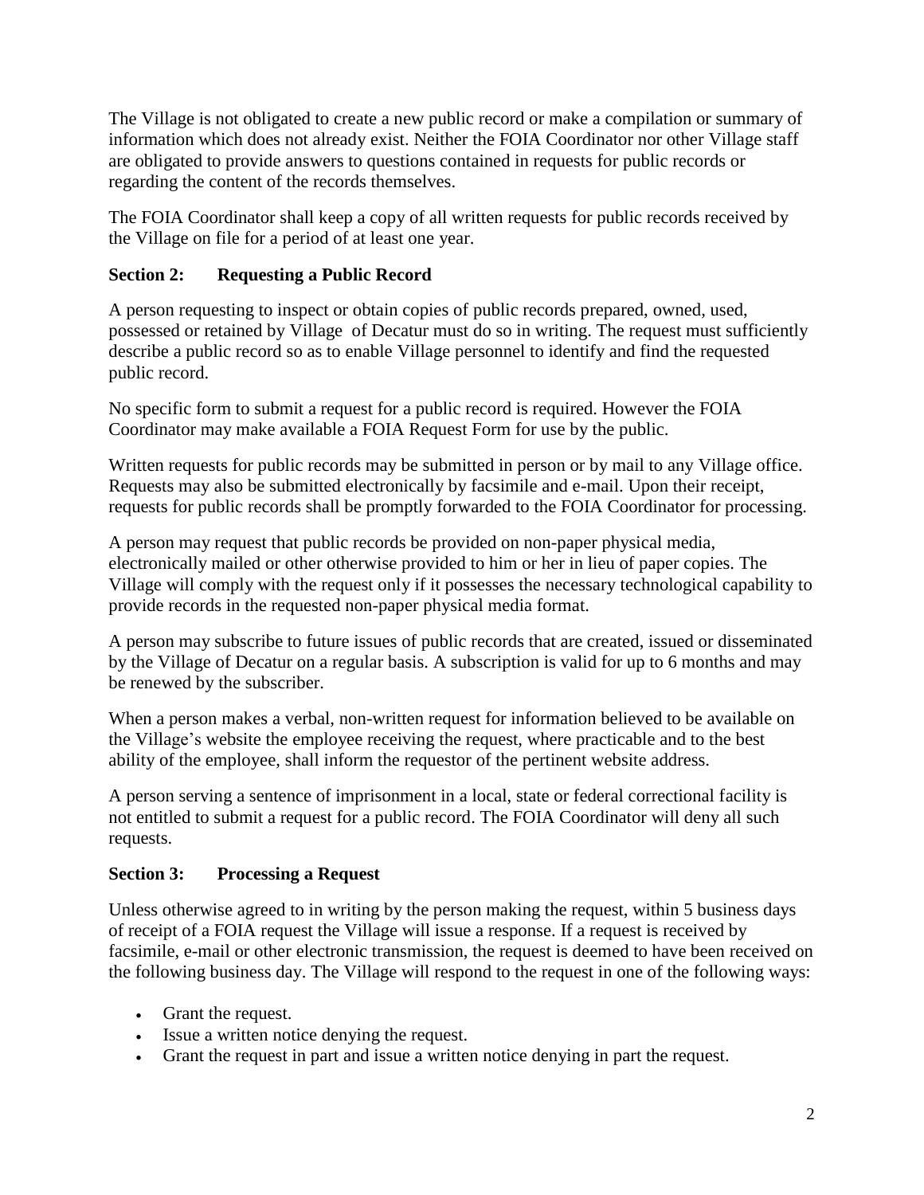The Village is not obligated to create a new public record or make a compilation or summary of information which does not already exist. Neither the FOIA Coordinator nor other Village staff are obligated to provide answers to questions contained in requests for public records or regarding the content of the records themselves.

The FOIA Coordinator shall keep a copy of all written requests for public records received by the Village on file for a period of at least one year.

## Section 2: Requesting a Public Record

A person requesting to inspect or obtain copies of public records prepared, owned, used, possessed or retained by Village of Decatur must do so in writing. The request must sufficiently describe a public record so as to enable Village personnel to identify and find the requested public record.

No specific form to submit a request for a public record is required. However the FOIA Coordinator may make available a FOIA Request Form for use by the public.

Written requests for public records may be submitted in person or by mail to any Village office. Requests may also be submitted electronically by facsimile and e-mail. Upon their receipt, requests for public records shall be promptly forwarded to the FOIA Coordinator for processing.

A person may request that public records be provided on non-paper physical media, electronically mailed or other otherwise provided to him or her in lieu of paper copies. The Village will comply with the request only if it possesses the necessary technological capability to provide records in the requested non-paper physical media format.

A person may subscribe to future issues of public records that are created, issued or disseminated by the Village of Decatur on a regular basis. A subscription is valid for up to 6 months and may be renewed by the subscriber.

When a person makes a verbal, non-written request for information believed to be available on the Village's website the employee receiving the request, where practicable and to the best ability of the employee, shall inform the requestor of the pertinent website address.

A person serving a sentence of imprisonment in a local, state or federal correctional facility is not entitled to submit a request for a public record. The FOIA Coordinator will deny all such requests.

## Section 3: Processing a Request

Unless otherwise agreed to in writing by the person making the request, within 5 business days of receipt of a FOIA request the Village will issue a response. If a request is received by facsimile, e-mail or other electronic transmission, the request is deemed to have been received on the following business day. The Village will respond to the request in one of the following ways:

- Grant the request.
- Issue a written notice denying the request.
- Grant the request in part and issue a written notice denying in part the request.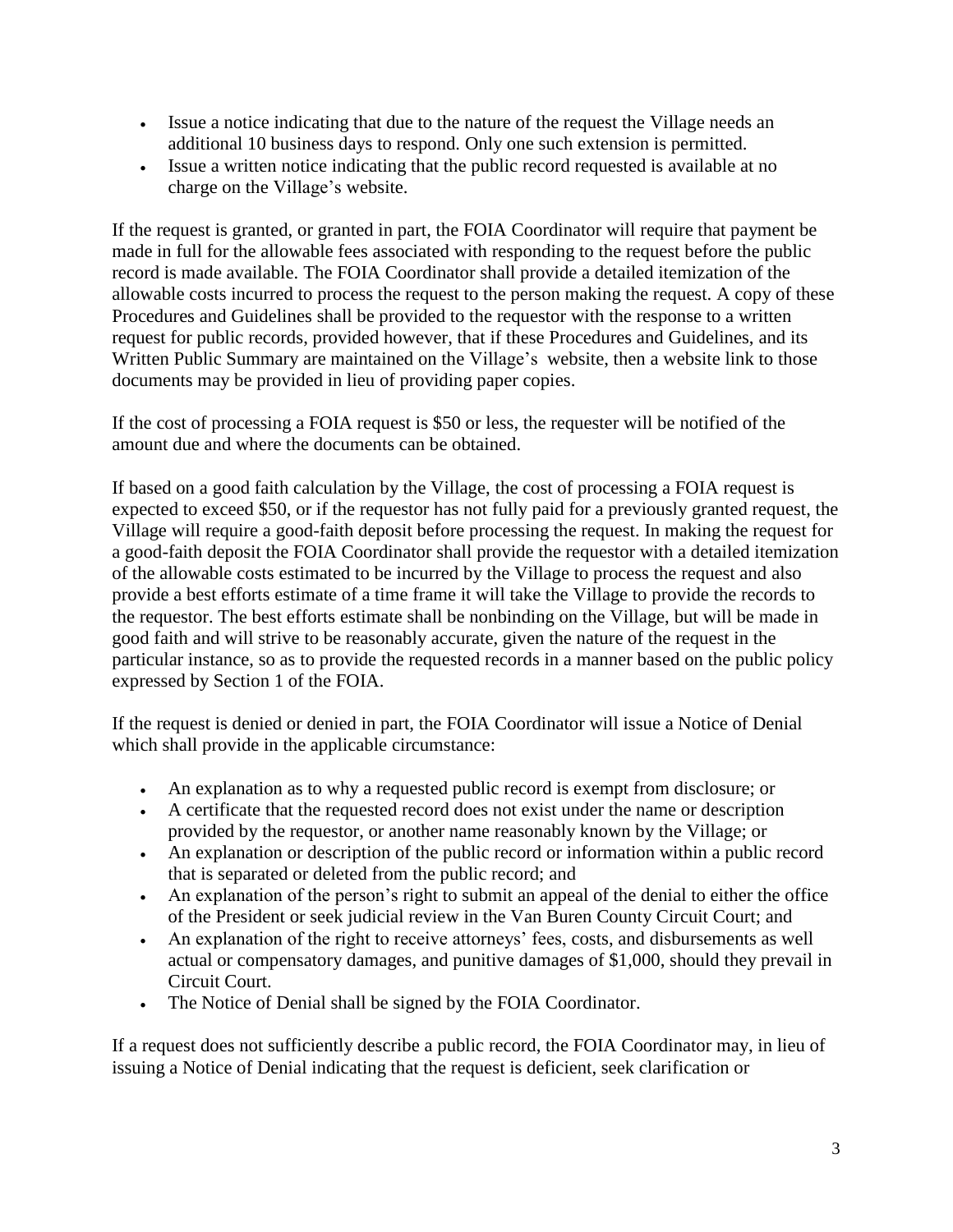- Issue a notice indicating that due to the nature of the request the Village needs an additional 10 business days to respond. Only one such extension is permitted.
- Issue a written notice indicating that the public record requested is available at no charge on the Village's website.

If the request is granted, or granted in part, the FOIA Coordinator will require that payment be made in full for the allowable fees associated with responding to the request before the public record is made available. The FOIA Coordinator shall provide a detailed itemization of the allowable costs incurred to process the request to the person making the request. A copy of these Procedures and Guidelines shall be provided to the requestor with the response to a written request for public records, provided however, that if these Procedures and Guidelines, and its Written Public Summary are maintained on the Village's website, then a website link to those documents may be provided in lieu of providing paper copies.

If the cost of processing a FOIA request is $50 or less, the requester will be notified of the amount due and where the documents can be obtained.

If based on a good faith calculation by the Village, the cost of processing a FOIA request is expected to exceed $50, or if the requestor has not fully paid for a previously granted request, the Village will require a good-faith deposit before processing the request. In making the request for a good-faith deposit the FOIA Coordinator shall provide the requestor with a detailed itemization of the allowable costs estimated to be incurred by the Village to process the request and also provide a best efforts estimate of a time frame it will take the Village to provide the records to the requestor. The best efforts estimate shall be nonbinding on the Village, but will be made in good faith and will strive to be reasonably accurate, given the nature of the request in the particular instance, so as to provide the requested records in a manner based on the public policy expressed by Section 1 of the FOIA.

If the request is denied or denied in part, the FOIA Coordinator will issue a Notice of Denial which shall provide in the applicable circumstance:

- An explanation as to why a requested public record is exempt from disclosure; or
- A certificate that the requested record does not exist under the name or description provided by the requestor, or another name reasonably known by the Village; or
- An explanation or description of the public record or information within a public record that is separated or deleted from the public record; and
- An explanation of the person's right to submit an appeal of the denial to either the office of the President or seek judicial review in the Van Buren County Circuit Court; and
- An explanation of the right to receive attorneys' fees, costs, and disbursements as well actual or compensatory damages, and punitive damages of $1,000, should they prevail in Circuit Court.
- The Notice of Denial shall be signed by the FOIA Coordinator.

If a request does not sufficiently describe a public record, the FOIA Coordinator may, in lieu of issuing a Notice of Denial indicating that the request is deficient, seek clarification or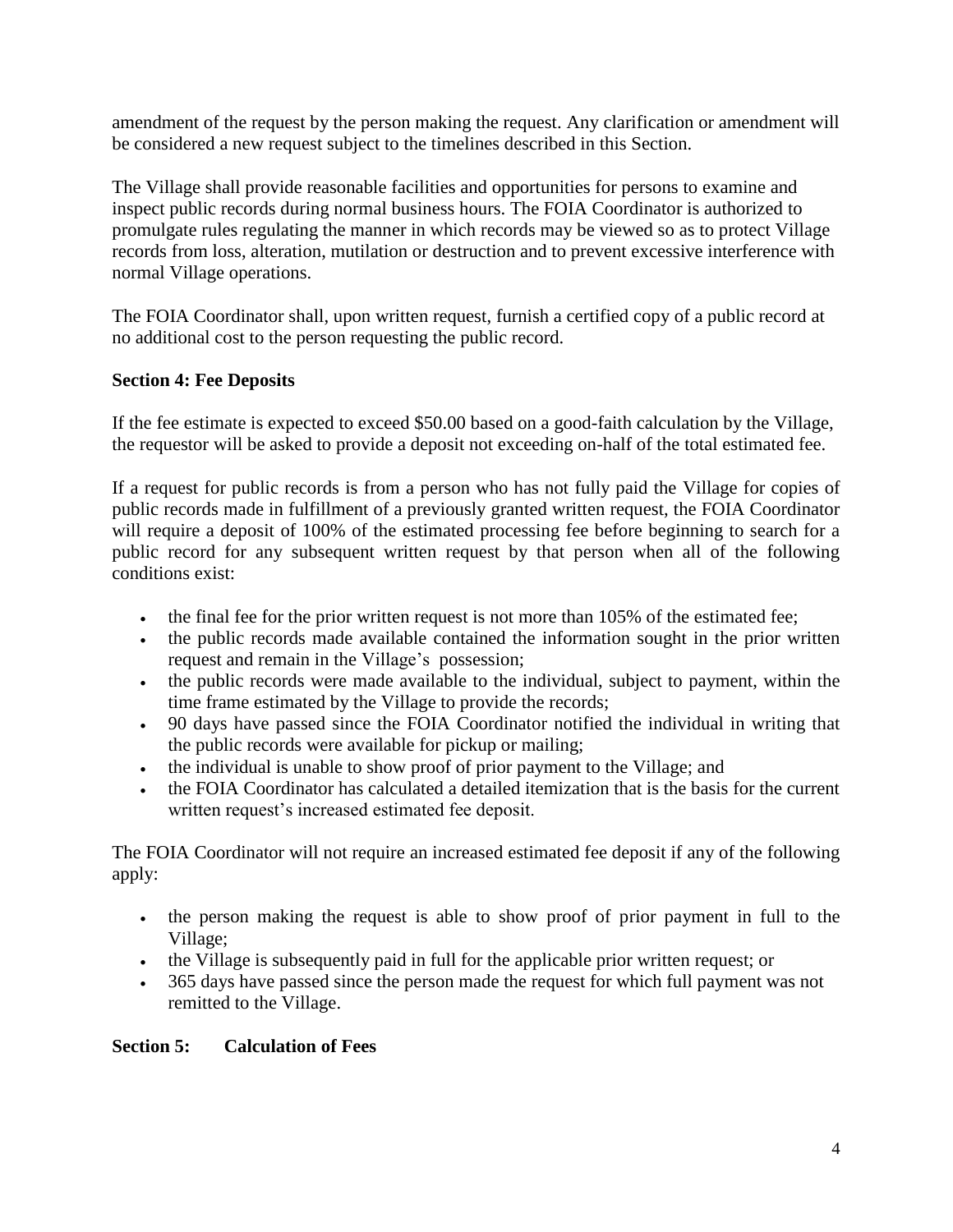amendment of the request by the person making the request. Any clarification or amendment will be considered a new request subject to the timelines described in this Section.

The Village shall provide reasonable facilities and opportunities for persons to examine and inspect public records during normal business hours. The FOIA Coordinator is authorized to promulgate rules regulating the manner in which records may be viewed so as to protect Village records from loss, alteration, mutilation or destruction and to prevent excessive interference with normal Village operations.

The FOIA Coordinator shall, upon written request, furnish a certified copy of a public record at no additional cost to the person requesting the public record.

**Section 4: Fee Deposits**

If the fee estimate is expected to exceed $50.00 based on a good-faith calculation by the Village, the requestor will be asked to provide a deposit not exceeding on-half of the total estimated fee.

If a request for public records is from a person who has not fully paid the Village for copies of public records made in fulfillment of a previously granted written request, the FOIA Coordinator will require a deposit of 100% of the estimated processing fee before beginning to search for a public record for any subsequent written request by that person when all of the following conditions exist:

- the final fee for the prior written request is not more than 105% of the estimated fee;
- the public records made available contained the information sought in the prior written request and remain in the Village's possession;
- the public records were made available to the individual, subject to payment, within the time frame estimated by the Village to provide the records;
- 90 days have passed since the FOIA Coordinator notified the individual in writing that the public records were available for pickup or mailing;
- the individual is unable to show proof of prior payment to the Village; and
- the FOIA Coordinator has calculated a detailed itemization that is the basis for the current written request's increased estimated fee deposit.

The FOIA Coordinator will not require an increased estimated fee deposit if any of the following apply:

- the person making the request is able to show proof of prior payment in full to the Village;
- the Village is subsequently paid in full for the applicable prior written request; or
- 365 days have passed since the person made the request for which full payment was not remitted to the Village.

**Section 5: Calculation of Fees**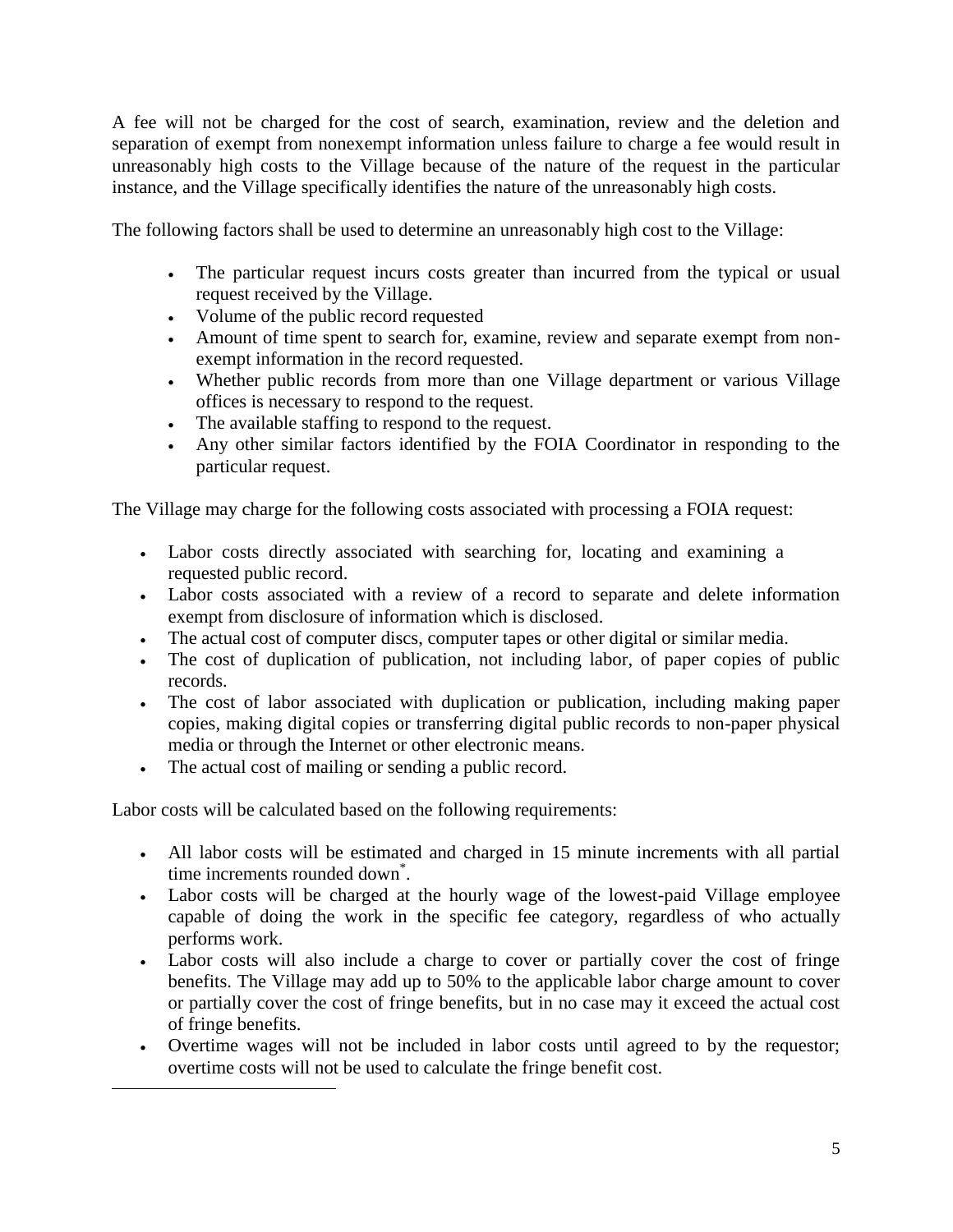A fee will not be charged for the cost of search, examination, review and the deletion and separation of exempt from nonexempt information unless failure to charge a fee would result in unreasonably high costs to the Village because of the nature of the request in the particular instance, and the Village specifically identifies the nature of the unreasonably high costs.

The following factors shall be used to determine an unreasonably high cost to the Village:

- The particular request incurs costs greater than incurred from the typical or usual request received by the Village.
- Volume of the public record requested
- Amount of time spent to search for, examine, review and separate exempt from non-exempt information in the record requested.
- Whether public records from more than one Village department or various Village offices is necessary to respond to the request.
- The available staffing to respond to the request.
- Any other similar factors identified by the FOIA Coordinator in responding to the particular request.

The Village may charge for the following costs associated with processing a FOIA request:

- Labor costs directly associated with searching for, locating and examining a requested public record.
- Labor costs associated with a review of a record to separate and delete information exempt from disclosure of information which is disclosed.
- The actual cost of computer discs, computer tapes or other digital or similar media.
- The cost of duplication of publication, not including labor, of paper copies of public records.
- The cost of labor associated with duplication or publication, including making paper copies, making digital copies or transferring digital public records to non-paper physical media or through the Internet or other electronic means.
- The actual cost of mailing or sending a public record.

Labor costs will be calculated based on the following requirements:

- All labor costs will be estimated and charged in 15 minute increments with all partial time increments rounded down[*].
- Labor costs will be charged at the hourly wage of the lowest-paid Village employee capable of doing the work in the specific fee category, regardless of who actually performs work.
- Labor costs will also include a charge to cover or partially cover the cost of fringe benefits. The Village may add up to 50% to the applicable labor charge amount to cover or partially cover the cost of fringe benefits, but in no case may it exceed the actual cost of fringe benefits.
- Overtime wages will not be included in labor costs until agreed to by the requestor; overtime costs will not be used to calculate the fringe benefit cost.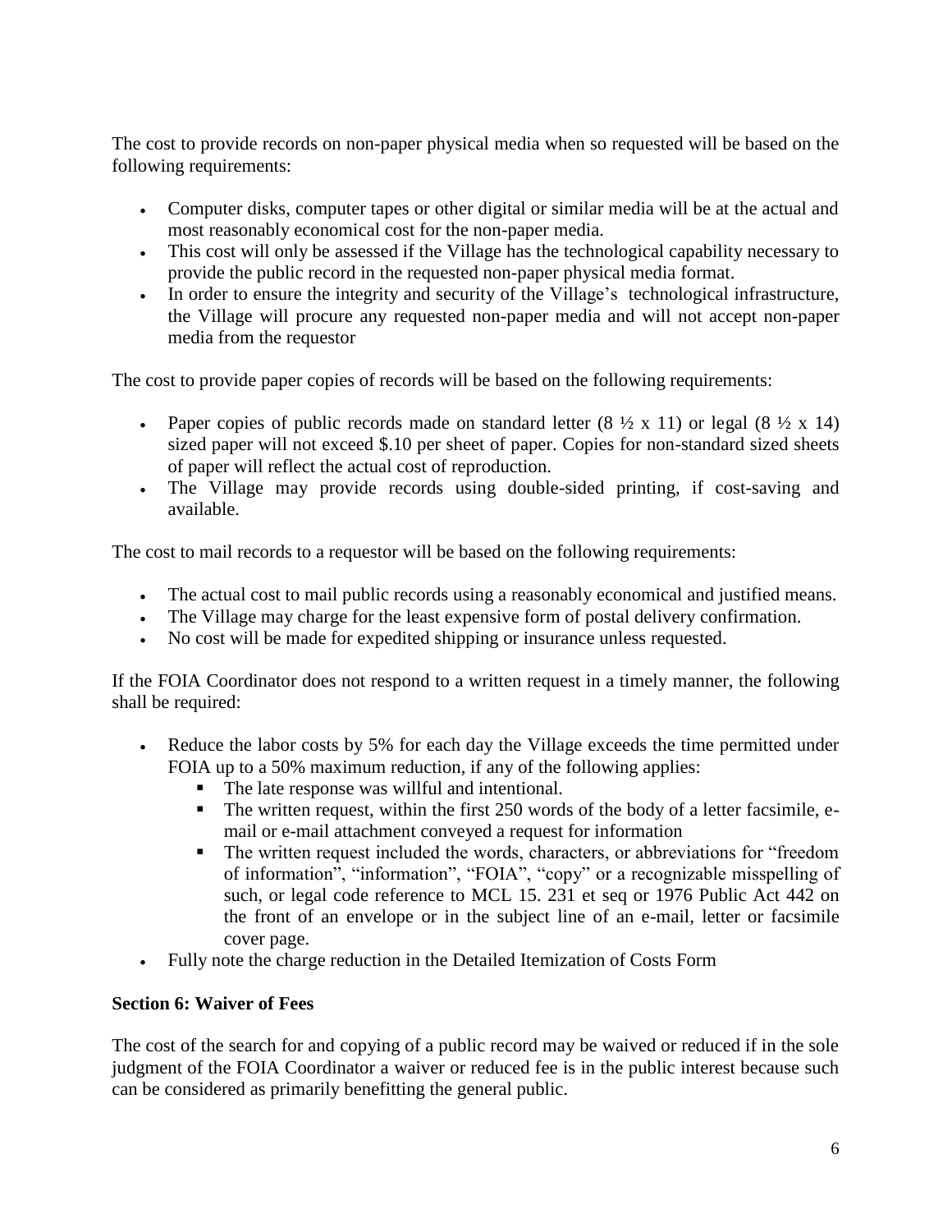The cost to provide records on non-paper physical media when so requested will be based on the following requirements:

- Computer disks, computer tapes or other digital or similar media will be at the actual and most reasonably economical cost for the non-paper media.
- This cost will only be assessed if the Village has the technological capability necessary to provide the public record in the requested non-paper physical media format.
- In order to ensure the integrity and security of the Village's technological infrastructure, the Village will procure any requested non-paper media and will not accept non-paper media from the requestor

The cost to provide paper copies of records will be based on the following requirements:

- Paper copies of public records made on standard letter (8 ½ x 11) or legal (8 ½ x 14) sized paper will not exceed $.10 per sheet of paper. Copies for non-standard sized sheets of paper will reflect the actual cost of reproduction.
- The Village may provide records using double-sided printing, if cost-saving and available.

The cost to mail records to a requestor will be based on the following requirements:

- The actual cost to mail public records using a reasonably economical and justified means.
- The Village may charge for the least expensive form of postal delivery confirmation.
- No cost will be made for expedited shipping or insurance unless requested.

If the FOIA Coordinator does not respond to a written request in a timely manner, the following shall be required:

- Reduce the labor costs by 5% for each day the Village exceeds the time permitted under FOIA up to a 50% maximum reduction, if any of the following applies:
  - The late response was willful and intentional.
  - The written request, within the first 250 words of the body of a letter facsimile, e-mail or e-mail attachment conveyed a request for information
  - The written request included the words, characters, or abbreviations for "freedom of information", "information", "FOIA", "copy" or a recognizable misspelling of such, or legal code reference to MCL 15. 231 et seq or 1976 Public Act 442 on the front of an envelope or in the subject line of an e-mail, letter or facsimile cover page.
- Fully note the charge reduction in the Detailed Itemization of Costs Form

**Section 6: Waiver of Fees**

The cost of the search for and copying of a public record may be waived or reduced if in the sole judgment of the FOIA Coordinator a waiver or reduced fee is in the public interest because such can be considered as primarily benefitting the general public.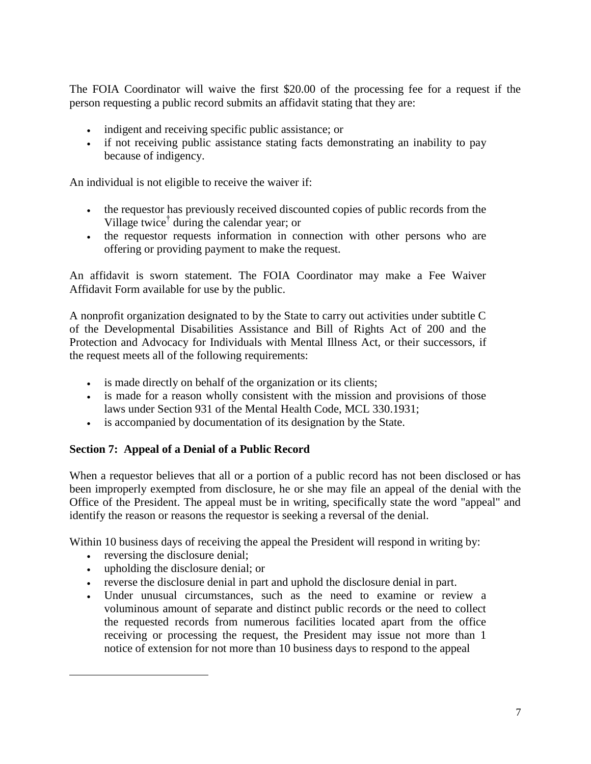The FOIA Coordinator will waive the first $20.00 of the processing fee for a request if the person requesting a public record submits an affidavit stating that they are:

- indigent and receiving specific public assistance; or
- if not receiving public assistance stating facts demonstrating an inability to pay because of indigency.

An individual is not eligible to receive the waiver if:

- the requestor has previously received discounted copies of public records from the Village twice[†] during the calendar year; or
- the requestor requests information in connection with other persons who are offering or providing payment to make the request.

An affidavit is sworn statement. The FOIA Coordinator may make a Fee Waiver Affidavit Form available for use by the public.

A nonprofit organization designated to by the State to carry out activities under subtitle C of the Developmental Disabilities Assistance and Bill of Rights Act of 200 and the Protection and Advocacy for Individuals with Mental Illness Act, or their successors, if the request meets all of the following requirements:

- is made directly on behalf of the organization or its clients;
- is made for a reason wholly consistent with the mission and provisions of those laws under Section 931 of the Mental Health Code, MCL 330.1931;
- is accompanied by documentation of its designation by the State.

**Section 7: Appeal of a Denial of a Public Record**

When a requestor believes that all or a portion of a public record has not been disclosed or has been improperly exempted from disclosure, he or she may file an appeal of the denial with the Office of the President. The appeal must be in writing, specifically state the word "appeal" and identify the reason or reasons the requestor is seeking a reversal of the denial.

Within 10 business days of receiving the appeal the President will respond in writing by:

- reversing the disclosure denial;
- upholding the disclosure denial; or
- reverse the disclosure denial in part and uphold the disclosure denial in part.
- Under unusual circumstances, such as the need to examine or review a voluminous amount of separate and distinct public records or the need to collect the requested records from numerous facilities located apart from the office receiving or processing the request, the President may issue not more than 1 notice of extension for not more than 10 business days to respond to the appeal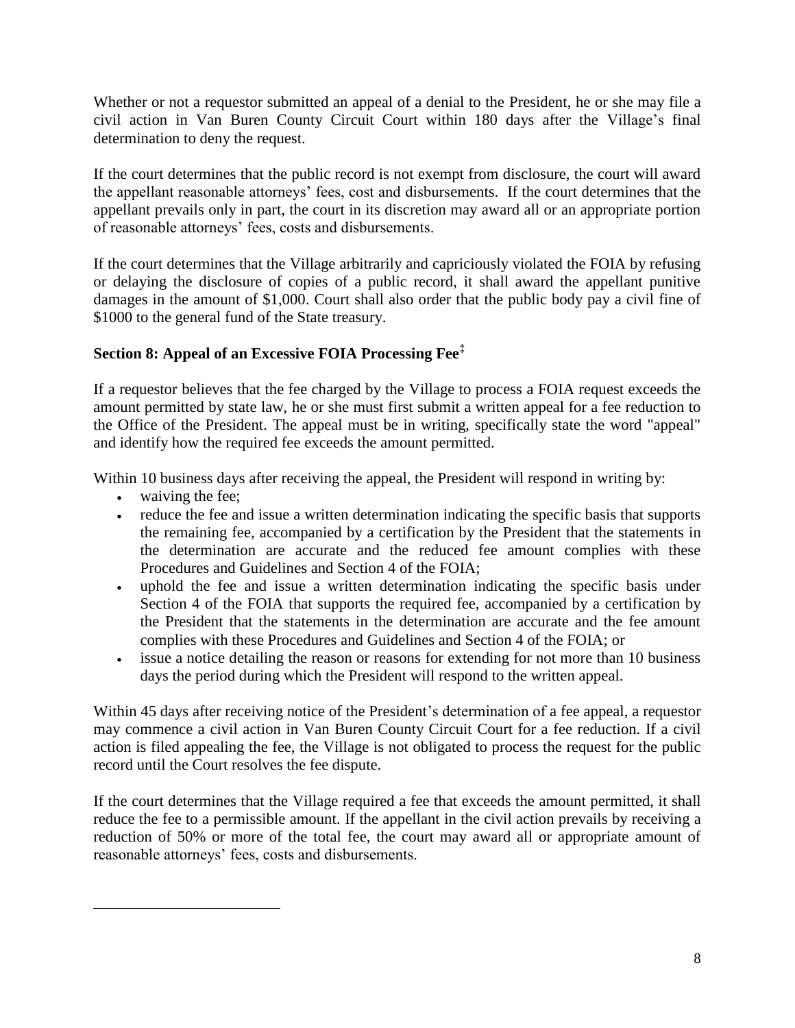Whether or not a requestor submitted an appeal of a denial to the President, he or she may file a civil action in Van Buren County Circuit Court within 180 days after the Village's final determination to deny the request.

If the court determines that the public record is not exempt from disclosure, the court will award the appellant reasonable attorneys' fees, cost and disbursements. If the court determines that the appellant prevails only in part, the court in its discretion may award all or an appropriate portion of reasonable attorneys' fees, costs and disbursements.

If the court determines that the Village arbitrarily and capriciously violated the FOIA by refusing or delaying the disclosure of copies of a public record, it shall award the appellant punitive damages in the amount of $1,000. Court shall also order that the public body pay a civil fine of $1000 to the general fund of the State treasury.

## Section 8: Appeal of an Excessive FOIA Processing Fee[‡]

If a requestor believes that the fee charged by the Village to process a FOIA request exceeds the amount permitted by state law, he or she must first submit a written appeal for a fee reduction to the Office of the President. The appeal must be in writing, specifically state the word "appeal" and identify how the required fee exceeds the amount permitted.

Within 10 business days after receiving the appeal, the President will respond in writing by:

- waiving the fee;
- reduce the fee and issue a written determination indicating the specific basis that supports the remaining fee, accompanied by a certification by the President that the statements in the determination are accurate and the reduced fee amount complies with these Procedures and Guidelines and Section 4 of the FOIA;
- uphold the fee and issue a written determination indicating the specific basis under Section 4 of the FOIA that supports the required fee, accompanied by a certification by the President that the statements in the determination are accurate and the fee amount complies with these Procedures and Guidelines and Section 4 of the FOIA; or
- issue a notice detailing the reason or reasons for extending for not more than 10 business days the period during which the President will respond to the written appeal.

Within 45 days after receiving notice of the President's determination of a fee appeal, a requestor may commence a civil action in Van Buren County Circuit Court for a fee reduction. If a civil action is filed appealing the fee, the Village is not obligated to process the request for the public record until the Court resolves the fee dispute.

If the court determines that the Village required a fee that exceeds the amount permitted, it shall reduce the fee to a permissible amount. If the appellant in the civil action prevails by receiving a reduction of 50% or more of the total fee, the court may award all or appropriate amount of reasonable attorneys' fees, costs and disbursements.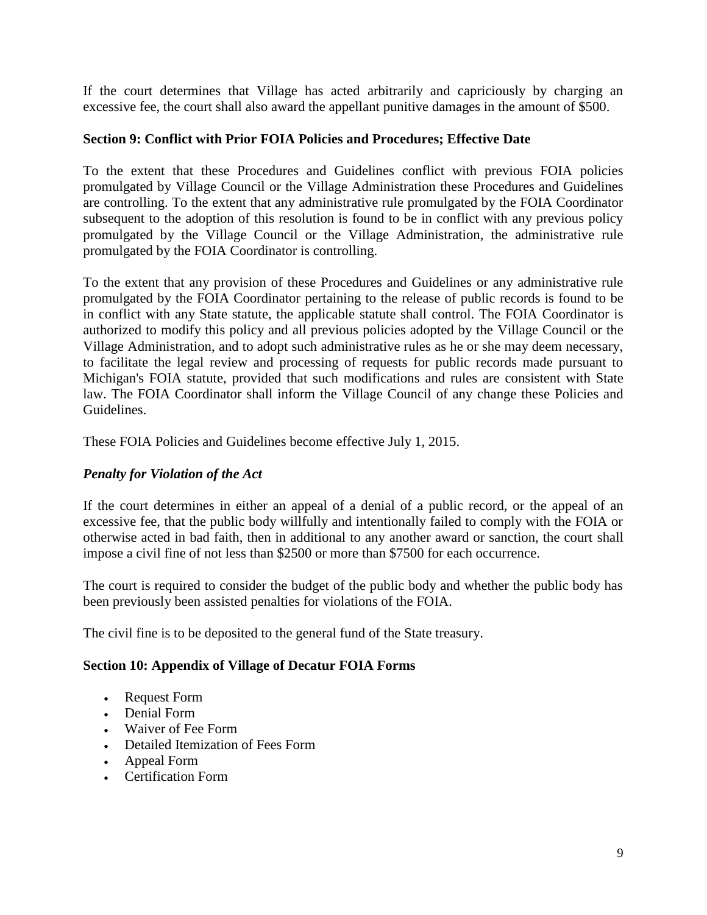If the court determines that Village has acted arbitrarily and capriciously by charging an excessive fee, the court shall also award the appellant punitive damages in the amount of $500.

**Section 9: Conflict with Prior FOIA Policies and Procedures; Effective Date**

To the extent that these Procedures and Guidelines conflict with previous FOIA policies promulgated by Village Council or the Village Administration these Procedures and Guidelines are controlling. To the extent that any administrative rule promulgated by the FOIA Coordinator subsequent to the adoption of this resolution is found to be in conflict with any previous policy promulgated by the Village Council or the Village Administration, the administrative rule promulgated by the FOIA Coordinator is controlling.

To the extent that any provision of these Procedures and Guidelines or any administrative rule promulgated by the FOIA Coordinator pertaining to the release of public records is found to be in conflict with any State statute, the applicable statute shall control. The FOIA Coordinator is authorized to modify this policy and all previous policies adopted by the Village Council or the Village Administration, and to adopt such administrative rules as he or she may deem necessary, to facilitate the legal review and processing of requests for public records made pursuant to Michigan's FOIA statute, provided that such modifications and rules are consistent with State law. The FOIA Coordinator shall inform the Village Council of any change these Policies and Guidelines.

These FOIA Policies and Guidelines become effective July 1, 2015.

***Penalty for Violation of the Act***

If the court determines in either an appeal of a denial of a public record, or the appeal of an excessive fee, that the public body willfully and intentionally failed to comply with the FOIA or otherwise acted in bad faith, then in additional to any another award or sanction, the court shall impose a civil fine of not less than $2500 or more than $7500 for each occurrence.

The court is required to consider the budget of the public body and whether the public body has been previously been assisted penalties for violations of the FOIA.

The civil fine is to be deposited to the general fund of the State treasury.

**Section 10: Appendix of Village of Decatur FOIA Forms**

- Request Form
- Denial Form
- Waiver of Fee Form
- Detailed Itemization of Fees Form
- Appeal Form
- Certification Form